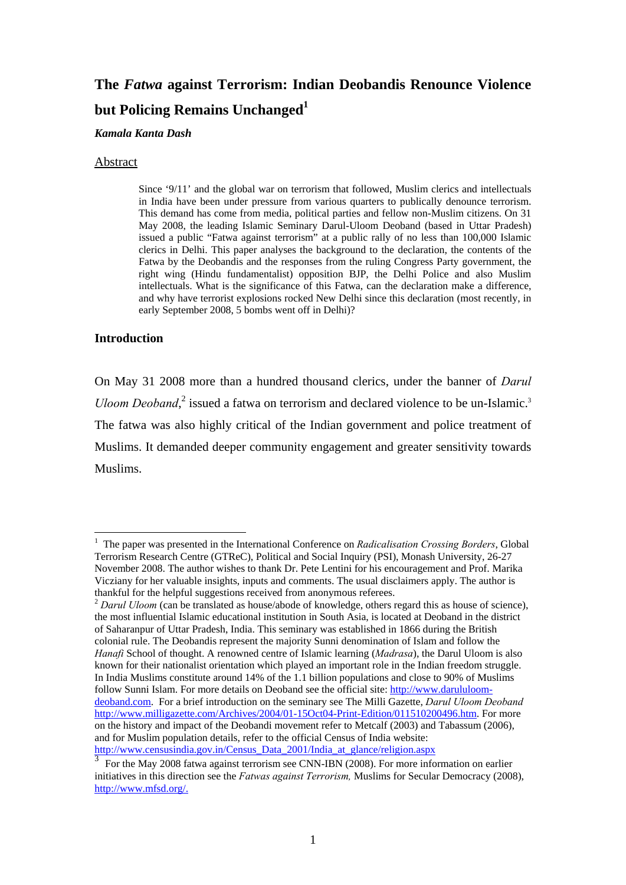# The *Fatwa* against Terrorism: Indian Deobandis Renounce Violence but Policing Remains Unchanged[1]

***Kamala Kanta Dash***

## Abstract

Since '9/11' and the global war on terrorism that followed, Muslim clerics and intellectuals in India have been under pressure from various quarters to publically denounce terrorism. This demand has come from media, political parties and fellow non-Muslim citizens. On 31 May 2008, the leading Islamic Seminary Darul-Uloom Deoband (based in Uttar Pradesh) issued a public "Fatwa against terrorism" at a public rally of no less than 100,000 Islamic clerics in Delhi. This paper analyses the background to the declaration, the contents of the Fatwa by the Deobandis and the responses from the ruling Congress Party government, the right wing (Hindu fundamentalist) opposition BJP, the Delhi Police and also Muslim intellectuals. What is the significance of this Fatwa, can the declaration make a difference, and why have terrorist explosions rocked New Delhi since this declaration (most recently, in early September 2008, 5 bombs went off in Delhi)?

## Introduction

On May 31 2008 more than a hundred thousand clerics, under the banner of *Darul Uloom Deoband*,[2] issued a fatwa on terrorism and declared violence to be un-Islamic.[3] The fatwa was also highly critical of the Indian government and police treatment of Muslims. It demanded deeper community engagement and greater sensitivity towards Muslims.

---

[1] The paper was presented in the International Conference on *Radicalisation Crossing Borders*, Global Terrorism Research Centre (GTReC), Political and Social Inquiry (PSI), Monash University, 26-27 November 2008. The author wishes to thank Dr. Pete Lentini for his encouragement and Prof. Marika Vicziany for her valuable insights, inputs and comments. The usual disclaimers apply. The author is thankful for the helpful suggestions received from anonymous referees.

[2] *Darul Uloom* (can be translated as house/abode of knowledge, others regard this as house of science), the most influential Islamic educational institution in South Asia, is located at Deoband in the district of Saharanpur of Uttar Pradesh, India. This seminary was established in 1866 during the British colonial rule. The Deobandis represent the majority Sunni denomination of Islam and follow the *Hanafi* School of thought. A renowned centre of Islamic learning (*Madrasa*), the Darul Uloom is also known for their nationalist orientation which played an important role in the Indian freedom struggle. In India Muslims constitute around 14% of the 1.1 billion populations and close to 90% of Muslims follow Sunni Islam. For more details on Deoband see the official site: http://www.darululoom-deoband.com. For a brief introduction on the seminary see The Milli Gazette, *Darul Uloom Deoband* http://www.milligazette.com/Archives/2004/01-15Oct04-Print-Edition/011510200496.htm. For more on the history and impact of the Deobandi movement refer to Metcalf (2003) and Tabassum (2006), and for Muslim population details, refer to the official Census of India website: http://www.censusindia.gov.in/Census_Data_2001/India_at_glance/religion.aspx

[3] For the May 2008 fatwa against terrorism see CNN-IBN (2008). For more information on earlier initiatives in this direction see the *Fatwas against Terrorism,* Muslims for Secular Democracy (2008), http://www.mfsd.org/.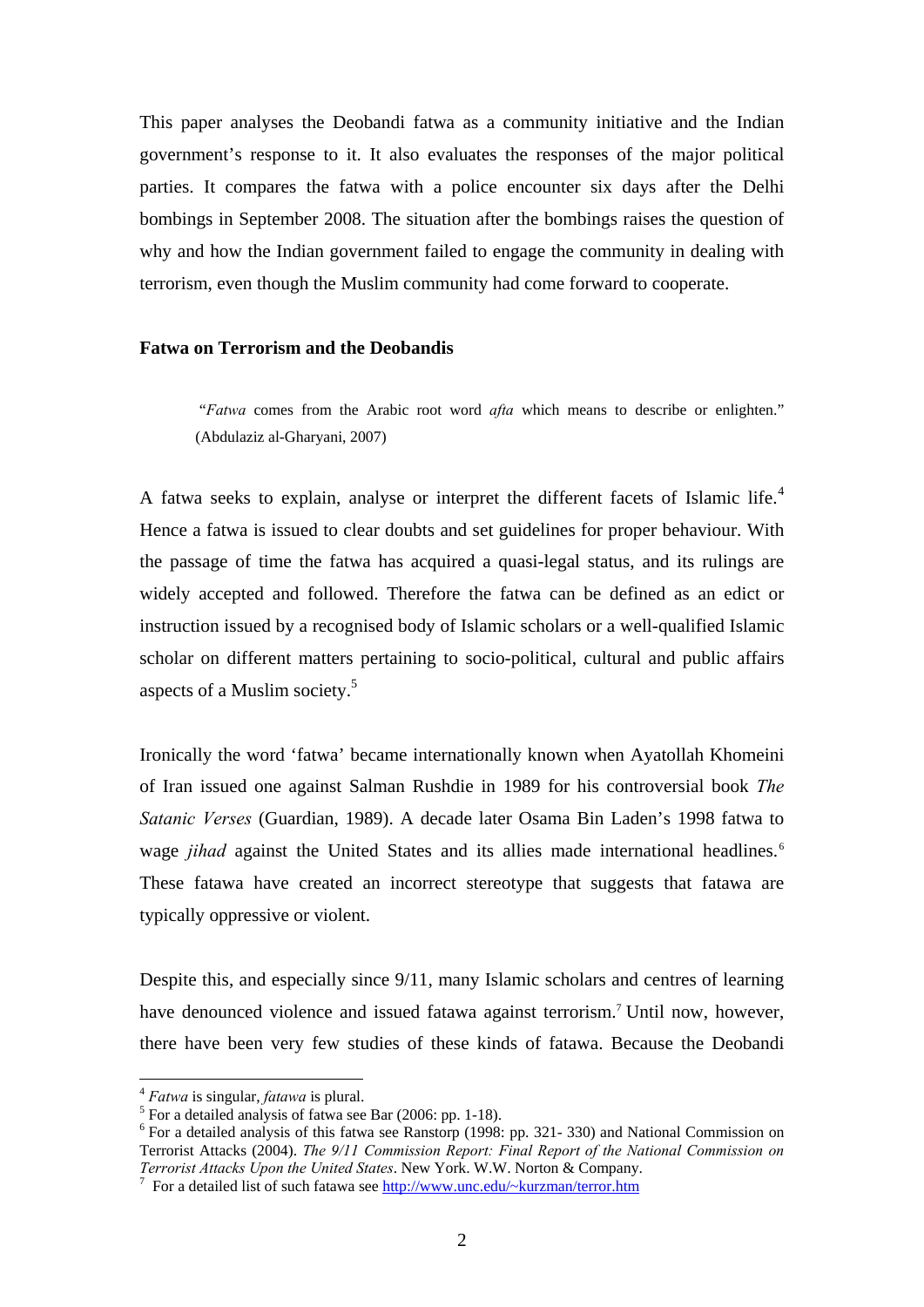This paper analyses the Deobandi fatwa as a community initiative and the Indian government's response to it. It also evaluates the responses of the major political parties. It compares the fatwa with a police encounter six days after the Delhi bombings in September 2008. The situation after the bombings raises the question of why and how the Indian government failed to engage the community in dealing with terrorism, even though the Muslim community had come forward to cooperate.

### Fatwa on Terrorism and the Deobandis

> "*Fatwa* comes from the Arabic root word *afta* which means to describe or enlighten." (Abdulaziz al-Gharyani, 2007)

A fatwa seeks to explain, analyse or interpret the different facets of Islamic life.[4] Hence a fatwa is issued to clear doubts and set guidelines for proper behaviour. With the passage of time the fatwa has acquired a quasi-legal status, and its rulings are widely accepted and followed. Therefore the fatwa can be defined as an edict or instruction issued by a recognised body of Islamic scholars or a well-qualified Islamic scholar on different matters pertaining to socio-political, cultural and public affairs aspects of a Muslim society.[5]

Ironically the word 'fatwa' became internationally known when Ayatollah Khomeini of Iran issued one against Salman Rushdie in 1989 for his controversial book *The Satanic Verses* (Guardian, 1989). A decade later Osama Bin Laden's 1998 fatwa to wage *jihad* against the United States and its allies made international headlines.[6] These fatawa have created an incorrect stereotype that suggests that fatawa are typically oppressive or violent.

Despite this, and especially since 9/11, many Islamic scholars and centres of learning have denounced violence and issued fatawa against terrorism.[7] Until now, however, there have been very few studies of these kinds of fatawa. Because the Deobandi

---

[4] *Fatwa* is singular, *fatawa* is plural.

[5] For a detailed analysis of fatwa see Bar (2006: pp. 1-18).

[6] For a detailed analysis of this fatwa see Ranstorp (1998: pp. 321- 330) and National Commission on Terrorist Attacks (2004). *The 9/11 Commission Report: Final Report of the National Commission on Terrorist Attacks Upon the United States*. New York. W.W. Norton & Company.

[7] For a detailed list of such fatawa see http://www.unc.edu/~kurzman/terror.htm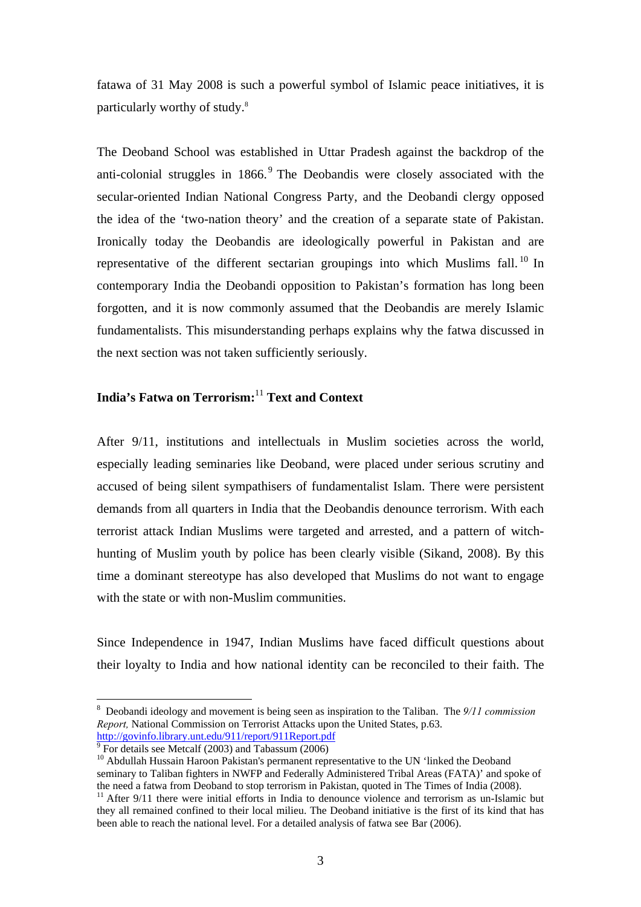fatawa of 31 May 2008 is such a powerful symbol of Islamic peace initiatives, it is particularly worthy of study.[8]

The Deoband School was established in Uttar Pradesh against the backdrop of the anti-colonial struggles in 1866.[9] The Deobandis were closely associated with the secular-oriented Indian National Congress Party, and the Deobandi clergy opposed the idea of the 'two-nation theory' and the creation of a separate state of Pakistan. Ironically today the Deobandis are ideologically powerful in Pakistan and are representative of the different sectarian groupings into which Muslims fall.[10] In contemporary India the Deobandi opposition to Pakistan's formation has long been forgotten, and it is now commonly assumed that the Deobandis are merely Islamic fundamentalists. This misunderstanding perhaps explains why the fatwa discussed in the next section was not taken sufficiently seriously.

## India's Fatwa on Terrorism:[11] Text and Context

After 9/11, institutions and intellectuals in Muslim societies across the world, especially leading seminaries like Deoband, were placed under serious scrutiny and accused of being silent sympathisers of fundamentalist Islam. There were persistent demands from all quarters in India that the Deobandis denounce terrorism. With each terrorist attack Indian Muslims were targeted and arrested, and a pattern of witch-hunting of Muslim youth by police has been clearly visible (Sikand, 2008). By this time a dominant stereotype has also developed that Muslims do not want to engage with the state or with non-Muslim communities.

Since Independence in 1947, Indian Muslims have faced difficult questions about their loyalty to India and how national identity can be reconciled to their faith. The

---

[8] Deobandi ideology and movement is being seen as inspiration to the Taliban. The *9/11 commission Report,* National Commission on Terrorist Attacks upon the United States, p.63. http://govinfo.library.unt.edu/911/report/911Report.pdf

[9] For details see Metcalf (2003) and Tabassum (2006)

[10] Abdullah Hussain Haroon Pakistan's permanent representative to the UN 'linked the Deoband seminary to Taliban fighters in NWFP and Federally Administered Tribal Areas (FATA)' and spoke of the need a fatwa from Deoband to stop terrorism in Pakistan, quoted in The Times of India (2008).

[11] After 9/11 there were initial efforts in India to denounce violence and terrorism as un-Islamic but they all remained confined to their local milieu. The Deoband initiative is the first of its kind that has been able to reach the national level. For a detailed analysis of fatwa see Bar (2006).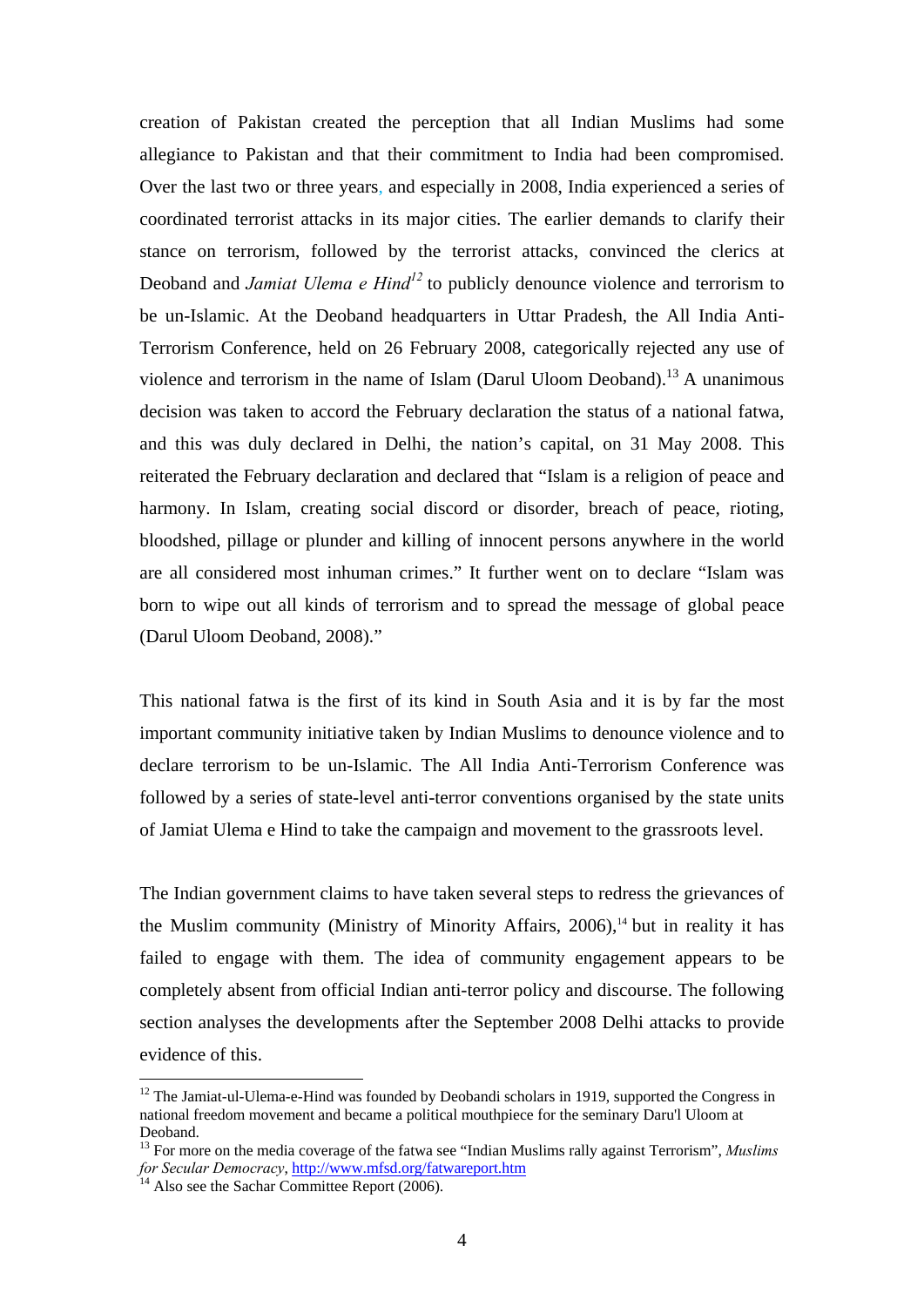creation of Pakistan created the perception that all Indian Muslims had some allegiance to Pakistan and that their commitment to India had been compromised. Over the last two or three years, and especially in 2008, India experienced a series of coordinated terrorist attacks in its major cities. The earlier demands to clarify their stance on terrorism, followed by the terrorist attacks, convinced the clerics at Deoband and *Jamiat Ulema e Hind*[12] to publicly denounce violence and terrorism to be un-Islamic. At the Deoband headquarters in Uttar Pradesh, the All India Anti-Terrorism Conference, held on 26 February 2008, categorically rejected any use of violence and terrorism in the name of Islam (Darul Uloom Deoband).[13] A unanimous decision was taken to accord the February declaration the status of a national fatwa, and this was duly declared in Delhi, the nation's capital, on 31 May 2008. This reiterated the February declaration and declared that "Islam is a religion of peace and harmony. In Islam, creating social discord or disorder, breach of peace, rioting, bloodshed, pillage or plunder and killing of innocent persons anywhere in the world are all considered most inhuman crimes." It further went on to declare "Islam was born to wipe out all kinds of terrorism and to spread the message of global peace (Darul Uloom Deoband, 2008)."

This national fatwa is the first of its kind in South Asia and it is by far the most important community initiative taken by Indian Muslims to denounce violence and to declare terrorism to be un-Islamic. The All India Anti-Terrorism Conference was followed by a series of state-level anti-terror conventions organised by the state units of Jamiat Ulema e Hind to take the campaign and movement to the grassroots level.

The Indian government claims to have taken several steps to redress the grievances of the Muslim community (Ministry of Minority Affairs, 2006),[14] but in reality it has failed to engage with them. The idea of community engagement appears to be completely absent from official Indian anti-terror policy and discourse. The following section analyses the developments after the September 2008 Delhi attacks to provide evidence of this.

---

[12] The Jamiat-ul-Ulema-e-Hind was founded by Deobandi scholars in 1919, supported the Congress in national freedom movement and became a political mouthpiece for the seminary Daru'l Uloom at Deoband.

[13] For more on the media coverage of the fatwa see "Indian Muslims rally against Terrorism", *Muslims for Secular Democracy*, http://www.mfsd.org/fatwareport.htm

[14] Also see the Sachar Committee Report (2006).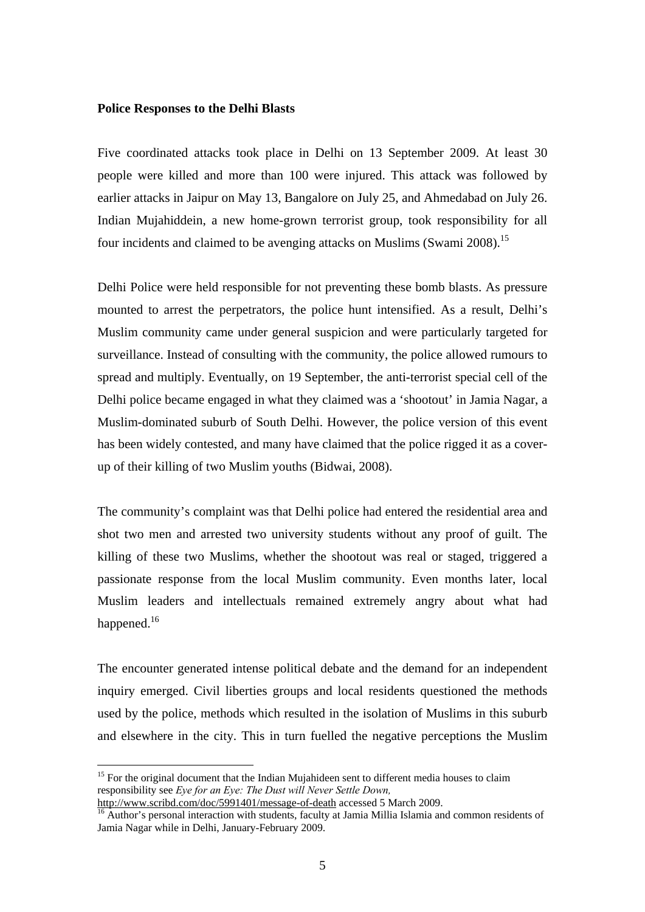**Police Responses to the Delhi Blasts**

Five coordinated attacks took place in Delhi on 13 September 2009. At least 30 people were killed and more than 100 were injured. This attack was followed by earlier attacks in Jaipur on May 13, Bangalore on July 25, and Ahmedabad on July 26. Indian Mujahiddein, a new home-grown terrorist group, took responsibility for all four incidents and claimed to be avenging attacks on Muslims (Swami 2008).[15]

Delhi Police were held responsible for not preventing these bomb blasts. As pressure mounted to arrest the perpetrators, the police hunt intensified. As a result, Delhi's Muslim community came under general suspicion and were particularly targeted for surveillance. Instead of consulting with the community, the police allowed rumours to spread and multiply. Eventually, on 19 September, the anti-terrorist special cell of the Delhi police became engaged in what they claimed was a 'shootout' in Jamia Nagar, a Muslim-dominated suburb of South Delhi. However, the police version of this event has been widely contested, and many have claimed that the police rigged it as a cover-up of their killing of two Muslim youths (Bidwai, 2008).

The community's complaint was that Delhi police had entered the residential area and shot two men and arrested two university students without any proof of guilt. The killing of these two Muslims, whether the shootout was real or staged, triggered a passionate response from the local Muslim community. Even months later, local Muslim leaders and intellectuals remained extremely angry about what had happened.[16]

The encounter generated intense political debate and the demand for an independent inquiry emerged. Civil liberties groups and local residents questioned the methods used by the police, methods which resulted in the isolation of Muslims in this suburb and elsewhere in the city. This in turn fuelled the negative perceptions the Muslim

---

[15] For the original document that the Indian Mujahideen sent to different media houses to claim responsibility see *Eye for an Eye: The Dust will Never Settle Down,* http://www.scribd.com/doc/5991401/message-of-death accessed 5 March 2009.

[16] Author's personal interaction with students, faculty at Jamia Millia Islamia and common residents of Jamia Nagar while in Delhi, January-February 2009.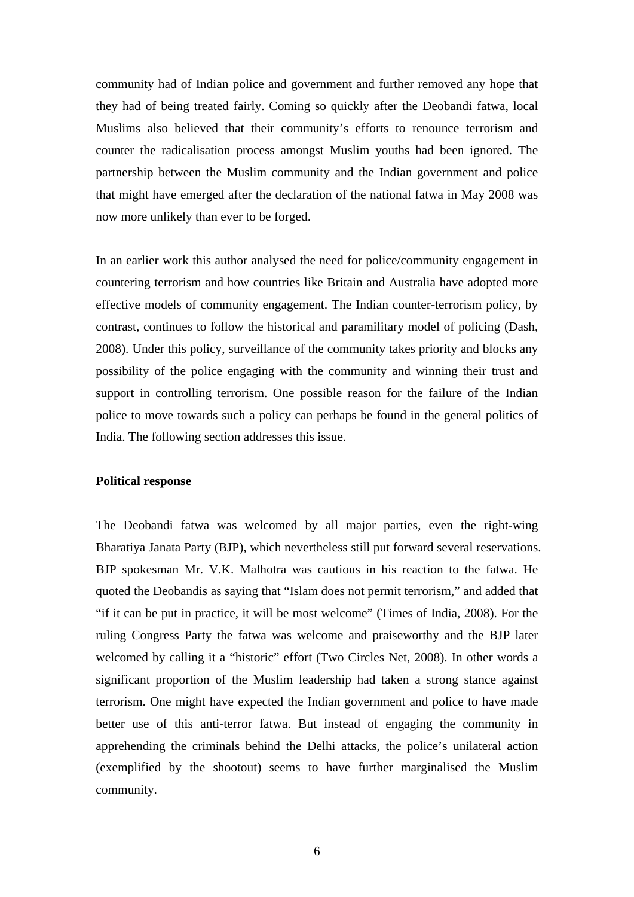community had of Indian police and government and further removed any hope that they had of being treated fairly. Coming so quickly after the Deobandi fatwa, local Muslims also believed that their community's efforts to renounce terrorism and counter the radicalisation process amongst Muslim youths had been ignored. The partnership between the Muslim community and the Indian government and police that might have emerged after the declaration of the national fatwa in May 2008 was now more unlikely than ever to be forged.

In an earlier work this author analysed the need for police/community engagement in countering terrorism and how countries like Britain and Australia have adopted more effective models of community engagement. The Indian counter-terrorism policy, by contrast, continues to follow the historical and paramilitary model of policing (Dash, 2008). Under this policy, surveillance of the community takes priority and blocks any possibility of the police engaging with the community and winning their trust and support in controlling terrorism. One possible reason for the failure of the Indian police to move towards such a policy can perhaps be found in the general politics of India. The following section addresses this issue.

**Political response**

The Deobandi fatwa was welcomed by all major parties, even the right-wing Bharatiya Janata Party (BJP), which nevertheless still put forward several reservations. BJP spokesman Mr. V.K. Malhotra was cautious in his reaction to the fatwa. He quoted the Deobandis as saying that "Islam does not permit terrorism," and added that "if it can be put in practice, it will be most welcome" (Times of India, 2008). For the ruling Congress Party the fatwa was welcome and praiseworthy and the BJP later welcomed by calling it a "historic" effort (Two Circles Net, 2008). In other words a significant proportion of the Muslim leadership had taken a strong stance against terrorism. One might have expected the Indian government and police to have made better use of this anti-terror fatwa. But instead of engaging the community in apprehending the criminals behind the Delhi attacks, the police's unilateral action (exemplified by the shootout) seems to have further marginalised the Muslim community.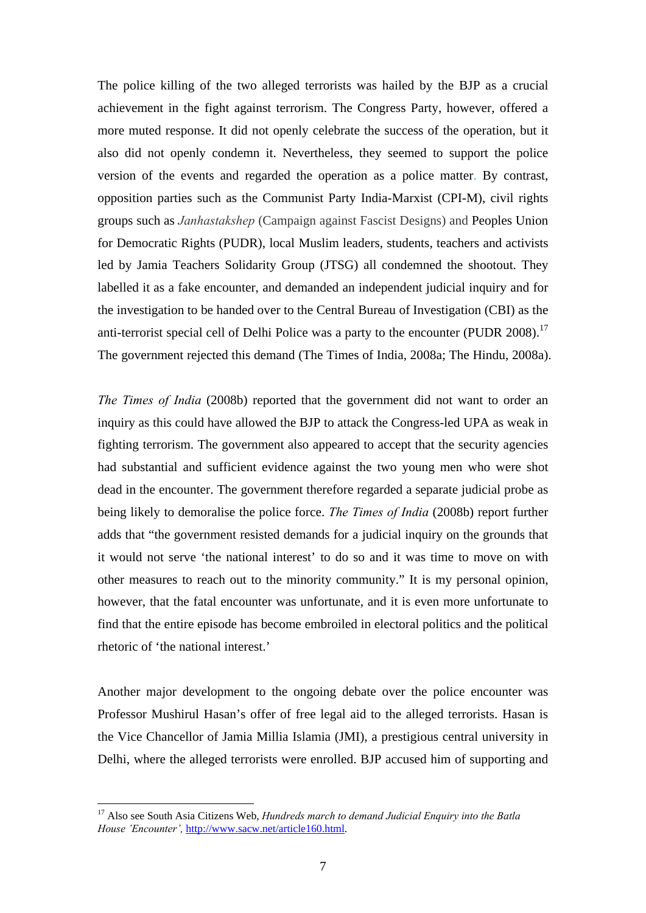The police killing of the two alleged terrorists was hailed by the BJP as a crucial achievement in the fight against terrorism. The Congress Party, however, offered a more muted response. It did not openly celebrate the success of the operation, but it also did not openly condemn it. Nevertheless, they seemed to support the police version of the events and regarded the operation as a police matter. By contrast, opposition parties such as the Communist Party India-Marxist (CPI-M), civil rights groups such as *Janhastakshep* (Campaign against Fascist Designs) and Peoples Union for Democratic Rights (PUDR), local Muslim leaders, students, teachers and activists led by Jamia Teachers Solidarity Group (JTSG) all condemned the shootout. They labelled it as a fake encounter, and demanded an independent judicial inquiry and for the investigation to be handed over to the Central Bureau of Investigation (CBI) as the anti-terrorist special cell of Delhi Police was a party to the encounter (PUDR 2008).[17] The government rejected this demand (The Times of India, 2008a; The Hindu, 2008a).

*The Times of India* (2008b) reported that the government did not want to order an inquiry as this could have allowed the BJP to attack the Congress-led UPA as weak in fighting terrorism. The government also appeared to accept that the security agencies had substantial and sufficient evidence against the two young men who were shot dead in the encounter. The government therefore regarded a separate judicial probe as being likely to demoralise the police force. *The Times of India* (2008b) report further adds that "the government resisted demands for a judicial inquiry on the grounds that it would not serve 'the national interest' to do so and it was time to move on with other measures to reach out to the minority community." It is my personal opinion, however, that the fatal encounter was unfortunate, and it is even more unfortunate to find that the entire episode has become embroiled in electoral politics and the political rhetoric of 'the national interest.'

Another major development to the ongoing debate over the police encounter was Professor Mushirul Hasan's offer of free legal aid to the alleged terrorists. Hasan is the Vice Chancellor of Jamia Millia Islamia (JMI), a prestigious central university in Delhi, where the alleged terrorists were enrolled. BJP accused him of supporting and

---

[17] Also see South Asia Citizens Web, *Hundreds march to demand Judicial Enquiry into the Batla House 'Encounter'*, http://www.sacw.net/article160.html.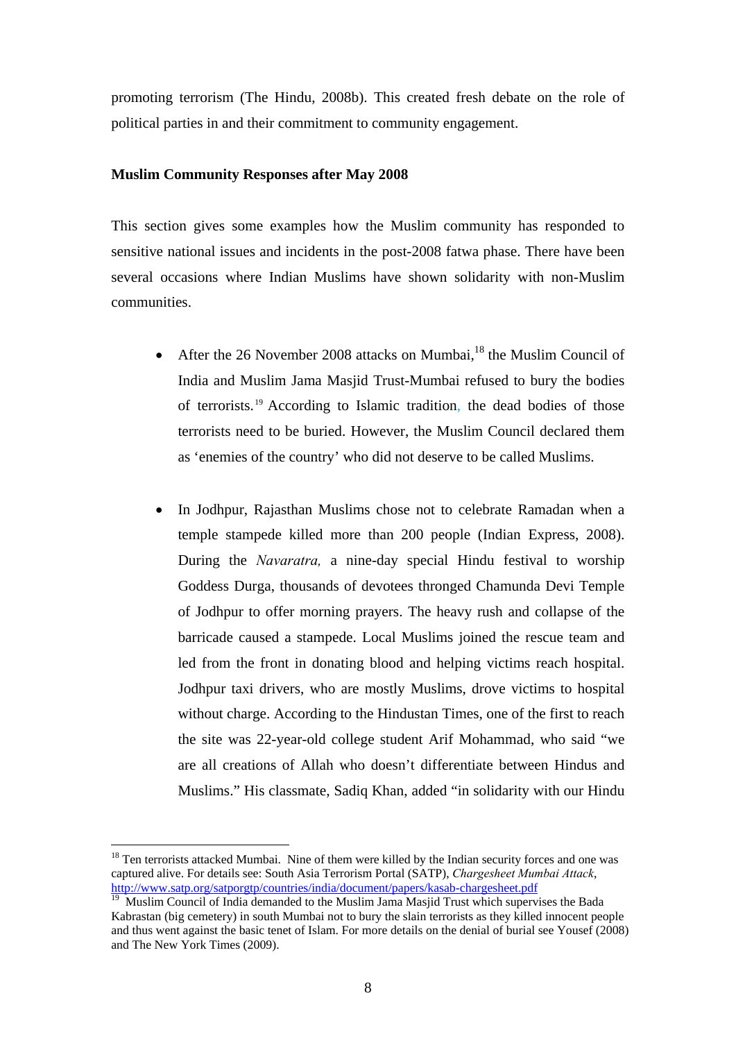promoting terrorism (The Hindu, 2008b). This created fresh debate on the role of political parties in and their commitment to community engagement.

**Muslim Community Responses after May 2008**

This section gives some examples how the Muslim community has responded to sensitive national issues and incidents in the post-2008 fatwa phase. There have been several occasions where Indian Muslims have shown solidarity with non-Muslim communities.

- After the 26 November 2008 attacks on Mumbai,[18] the Muslim Council of India and Muslim Jama Masjid Trust-Mumbai refused to bury the bodies of terrorists.[19] According to Islamic tradition, the dead bodies of those terrorists need to be buried. However, the Muslim Council declared them as 'enemies of the country' who did not deserve to be called Muslims.

- In Jodhpur, Rajasthan Muslims chose not to celebrate Ramadan when a temple stampede killed more than 200 people (Indian Express, 2008). During the *Navaratra,* a nine-day special Hindu festival to worship Goddess Durga, thousands of devotees thronged Chamunda Devi Temple of Jodhpur to offer morning prayers. The heavy rush and collapse of the barricade caused a stampede. Local Muslims joined the rescue team and led from the front in donating blood and helping victims reach hospital. Jodhpur taxi drivers, who are mostly Muslims, drove victims to hospital without charge. According to the Hindustan Times, one of the first to reach the site was 22-year-old college student Arif Mohammad, who said "we are all creations of Allah who doesn't differentiate between Hindus and Muslims." His classmate, Sadiq Khan, added "in solidarity with our Hindu

---

[18] Ten terrorists attacked Mumbai. Nine of them were killed by the Indian security forces and one was captured alive. For details see: South Asia Terrorism Portal (SATP), *Chargesheet Mumbai Attack*, http://www.satp.org/satporgtp/countries/india/document/papers/kasab-chargesheet.pdf

[19] Muslim Council of India demanded to the Muslim Jama Masjid Trust which supervises the Bada Kabrastan (big cemetery) in south Mumbai not to bury the slain terrorists as they killed innocent people and thus went against the basic tenet of Islam. For more details on the denial of burial see Yousef (2008) and The New York Times (2009).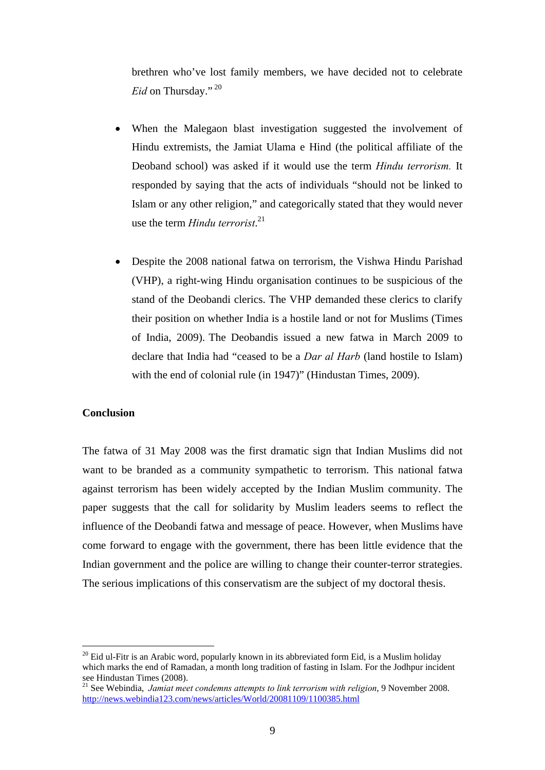brethren who've lost family members, we have decided not to celebrate *Eid* on Thursday." [20]

- When the Malegaon blast investigation suggested the involvement of Hindu extremists, the Jamiat Ulama e Hind (the political affiliate of the Deoband school) was asked if it would use the term *Hindu terrorism.* It responded by saying that the acts of individuals "should not be linked to Islam or any other religion," and categorically stated that they would never use the term *Hindu terrorist*.[21]

- Despite the 2008 national fatwa on terrorism, the Vishwa Hindu Parishad (VHP), a right-wing Hindu organisation continues to be suspicious of the stand of the Deobandi clerics. The VHP demanded these clerics to clarify their position on whether India is a hostile land or not for Muslims (Times of India, 2009). The Deobandis issued a new fatwa in March 2009 to declare that India had "ceased to be a *Dar al Harb* (land hostile to Islam) with the end of colonial rule (in 1947)" (Hindustan Times, 2009).

**Conclusion**

The fatwa of 31 May 2008 was the first dramatic sign that Indian Muslims did not want to be branded as a community sympathetic to terrorism. This national fatwa against terrorism has been widely accepted by the Indian Muslim community. The paper suggests that the call for solidarity by Muslim leaders seems to reflect the influence of the Deobandi fatwa and message of peace. However, when Muslims have come forward to engage with the government, there has been little evidence that the Indian government and the police are willing to change their counter-terror strategies. The serious implications of this conservatism are the subject of my doctoral thesis.

---

[20] Eid ul-Fitr is an Arabic word, popularly known in its abbreviated form Eid, is a Muslim holiday which marks the end of Ramadan, a month long tradition of fasting in Islam. For the Jodhpur incident see Hindustan Times (2008).

[21] See Webindia, *Jamiat meet condemns attempts to link terrorism with religion*, 9 November 2008. http://news.webindia123.com/news/articles/World/20081109/1100385.html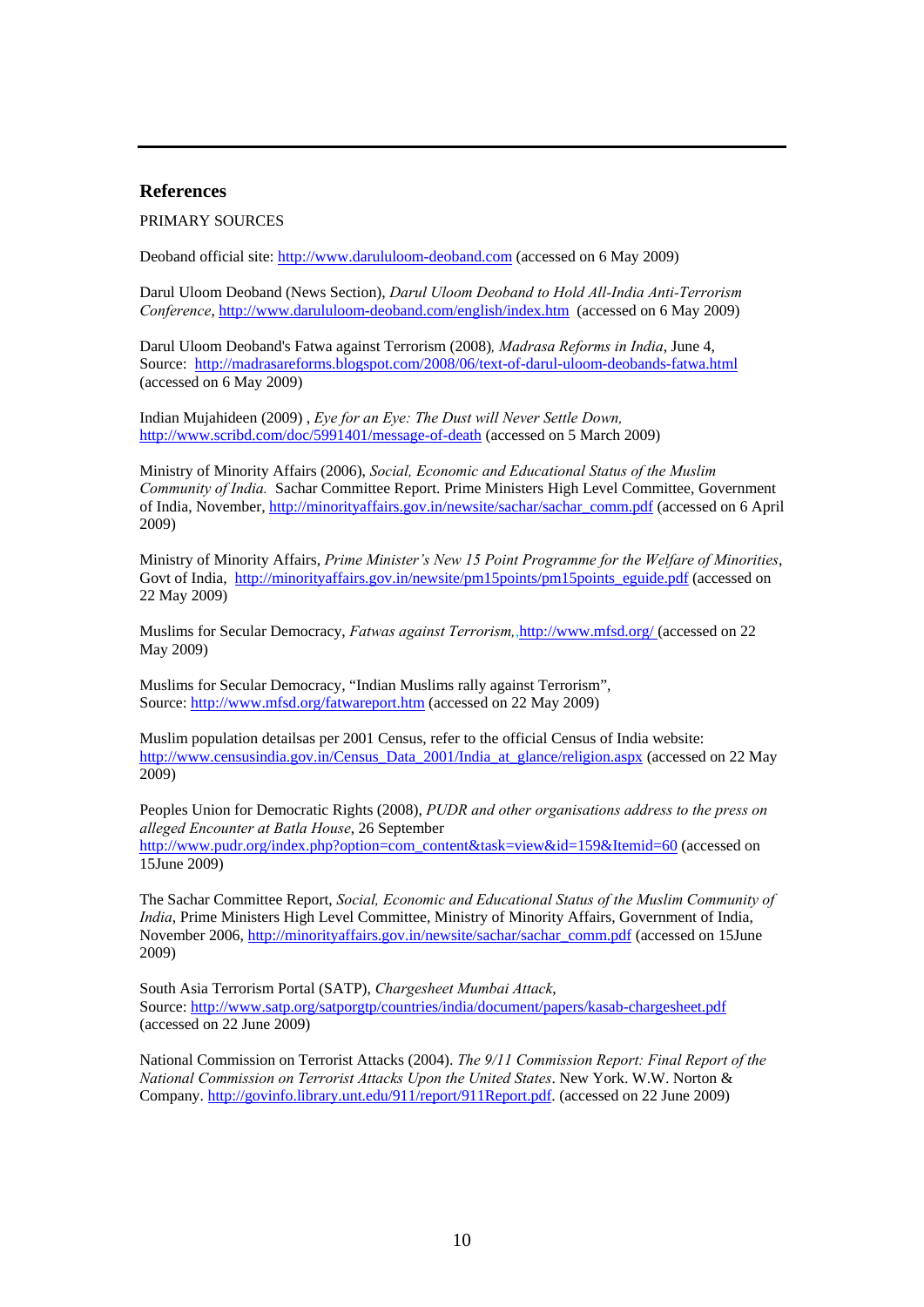## References

PRIMARY SOURCES

Deoband official site: http://www.darululoom-deoband.com (accessed on 6 May 2009)

Darul Uloom Deoband (News Section), *Darul Uloom Deoband to Hold All-India Anti-Terrorism Conference*, http://www.darululoom-deoband.com/english/index.htm (accessed on 6 May 2009)

Darul Uloom Deoband's Fatwa against Terrorism (2008)*, Madrasa Reforms in India*, June 4, Source: http://madrasareforms.blogspot.com/2008/06/text-of-darul-uloom-deobands-fatwa.html (accessed on 6 May 2009)

Indian Mujahideen (2009) , *Eye for an Eye: The Dust will Never Settle Down,* http://www.scribd.com/doc/5991401/message-of-death (accessed on 5 March 2009)

Ministry of Minority Affairs (2006), *Social, Economic and Educational Status of the Muslim Community of India.* Sachar Committee Report. Prime Ministers High Level Committee, Government of India, November, http://minorityaffairs.gov.in/newsite/sachar/sachar_comm.pdf (accessed on 6 April 2009)

Ministry of Minority Affairs, *Prime Minister's New 15 Point Programme for the Welfare of Minorities*, Govt of India, http://minorityaffairs.gov.in/newsite/pm15points/pm15points_eguide.pdf (accessed on 22 May 2009)

Muslims for Secular Democracy, *Fatwas against Terrorism*, http://www.mfsd.org/ (accessed on 22 May 2009)

Muslims for Secular Democracy, "Indian Muslims rally against Terrorism", Source: http://www.mfsd.org/fatwareport.htm (accessed on 22 May 2009)

Muslim population detailsas per 2001 Census, refer to the official Census of India website: http://www.censusindia.gov.in/Census_Data_2001/India_at_glance/religion.aspx (accessed on 22 May 2009)

Peoples Union for Democratic Rights (2008), *PUDR and other organisations address to the press on alleged Encounter at Batla House*, 26 September http://www.pudr.org/index.php?option=com_content&task=view&id=159&Itemid=60 (accessed on 15June 2009)

The Sachar Committee Report, *Social, Economic and Educational Status of the Muslim Community of India*, Prime Ministers High Level Committee, Ministry of Minority Affairs, Government of India, November 2006, http://minorityaffairs.gov.in/newsite/sachar/sachar_comm.pdf (accessed on 15June 2009)

South Asia Terrorism Portal (SATP), *Chargesheet Mumbai Attack*, Source: http://www.satp.org/satporgtp/countries/india/document/papers/kasab-chargesheet.pdf (accessed on 22 June 2009)

National Commission on Terrorist Attacks (2004). *The 9/11 Commission Report: Final Report of the National Commission on Terrorist Attacks Upon the United States*. New York. W.W. Norton & Company. http://govinfo.library.unt.edu/911/report/911Report.pdf. (accessed on 22 June 2009)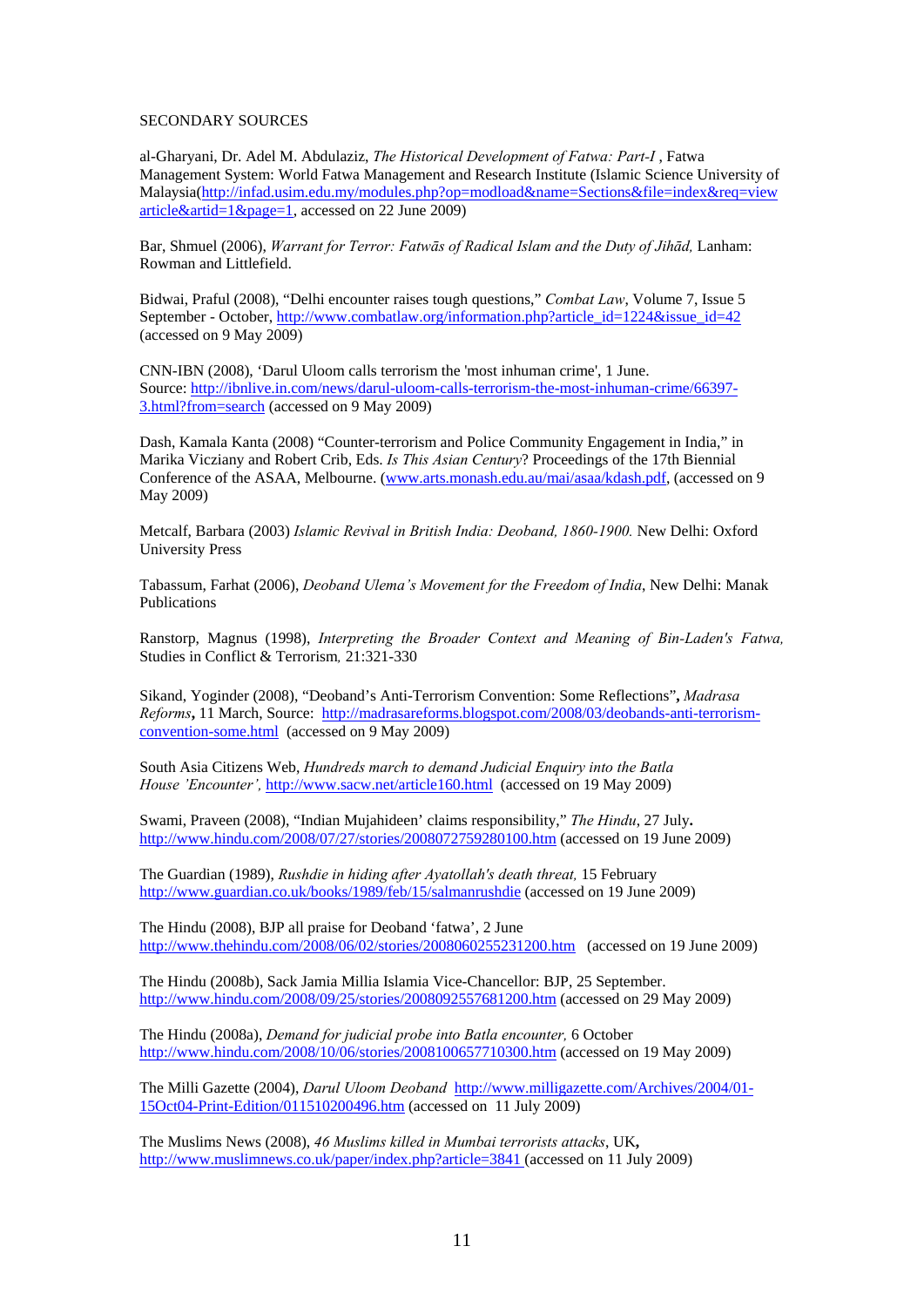SECONDARY SOURCES

al-Gharyani, Dr. Adel M. Abdulaziz, *The Historical Development of Fatwa: Part-I* , Fatwa Management System: World Fatwa Management and Research Institute (Islamic Science University of Malaysia(http://infad.usim.edu.my/modules.php?op=modload&name=Sections&file=index&req=viewarticle&artid=1&page=1, accessed on 22 June 2009)

Bar, Shmuel (2006), *Warrant for Terror: Fatwās of Radical Islam and the Duty of Jihād,* Lanham: Rowman and Littlefield.

Bidwai, Praful (2008), "Delhi encounter raises tough questions," *Combat Law*, Volume 7, Issue 5 September - October, http://www.combatlaw.org/information.php?article_id=1224&issue_id=42 (accessed on 9 May 2009)

CNN-IBN (2008), 'Darul Uloom calls terrorism the 'most inhuman crime', 1 June. Source: http://ibnlive.in.com/news/darul-uloom-calls-terrorism-the-most-inhuman-crime/66397-3.html?from=search (accessed on 9 May 2009)

Dash, Kamala Kanta (2008) "Counter-terrorism and Police Community Engagement in India," in Marika Vicziany and Robert Crib, Eds. *Is This Asian Century*? Proceedings of the 17th Biennial Conference of the ASAA, Melbourne. (www.arts.monash.edu.au/mai/asaa/kdash.pdf, (accessed on 9 May 2009)

Metcalf, Barbara (2003) *Islamic Revival in British India: Deoband, 1860-1900.* New Delhi: Oxford University Press

Tabassum, Farhat (2006), *Deoband Ulema's Movement for the Freedom of India*, New Delhi: Manak Publications

Ranstorp, Magnus (1998), *Interpreting the Broader Context and Meaning of Bin-Laden's Fatwa,* Studies in Conflict & Terrorism, 21:321-330

Sikand, Yoginder (2008), "Deoband's Anti-Terrorism Convention: Some Reflections", *Madrasa Reforms*, 11 March, Source: http://madrasareforms.blogspot.com/2008/03/deobands-anti-terrorism-convention-some.html (accessed on 9 May 2009)

South Asia Citizens Web, *Hundreds march to demand Judicial Enquiry into the Batla House 'Encounter',* http://www.sacw.net/article160.html (accessed on 19 May 2009)

Swami, Praveen (2008), "Indian Mujahideen' claims responsibility," *The Hindu*, 27 July. http://www.hindu.com/2008/07/27/stories/2008072759280100.htm (accessed on 19 June 2009)

The Guardian (1989), *Rushdie in hiding after Ayatollah's death threat,* 15 February http://www.guardian.co.uk/books/1989/feb/15/salmanrushdie (accessed on 19 June 2009)

The Hindu (2008), BJP all praise for Deoband 'fatwa', 2 June http://www.thehindu.com/2008/06/02/stories/2008060255231200.htm (accessed on 19 June 2009)

The Hindu (2008b), Sack Jamia Millia Islamia Vice-Chancellor: BJP, 25 September. http://www.hindu.com/2008/09/25/stories/2008092557681200.htm (accessed on 29 May 2009)

The Hindu (2008a), *Demand for judicial probe into Batla encounter,* 6 October http://www.hindu.com/2008/10/06/stories/2008100657710300.htm (accessed on 19 May 2009)

The Milli Gazette (2004), *Darul Uloom Deoband* http://www.milligazette.com/Archives/2004/01-15Oct04-Print-Edition/011510200496.htm (accessed on 11 July 2009)

The Muslims News (2008), *46 Muslims killed in Mumbai terrorists attacks*, UK, http://www.muslimnews.co.uk/paper/index.php?article=3841 (accessed on 11 July 2009)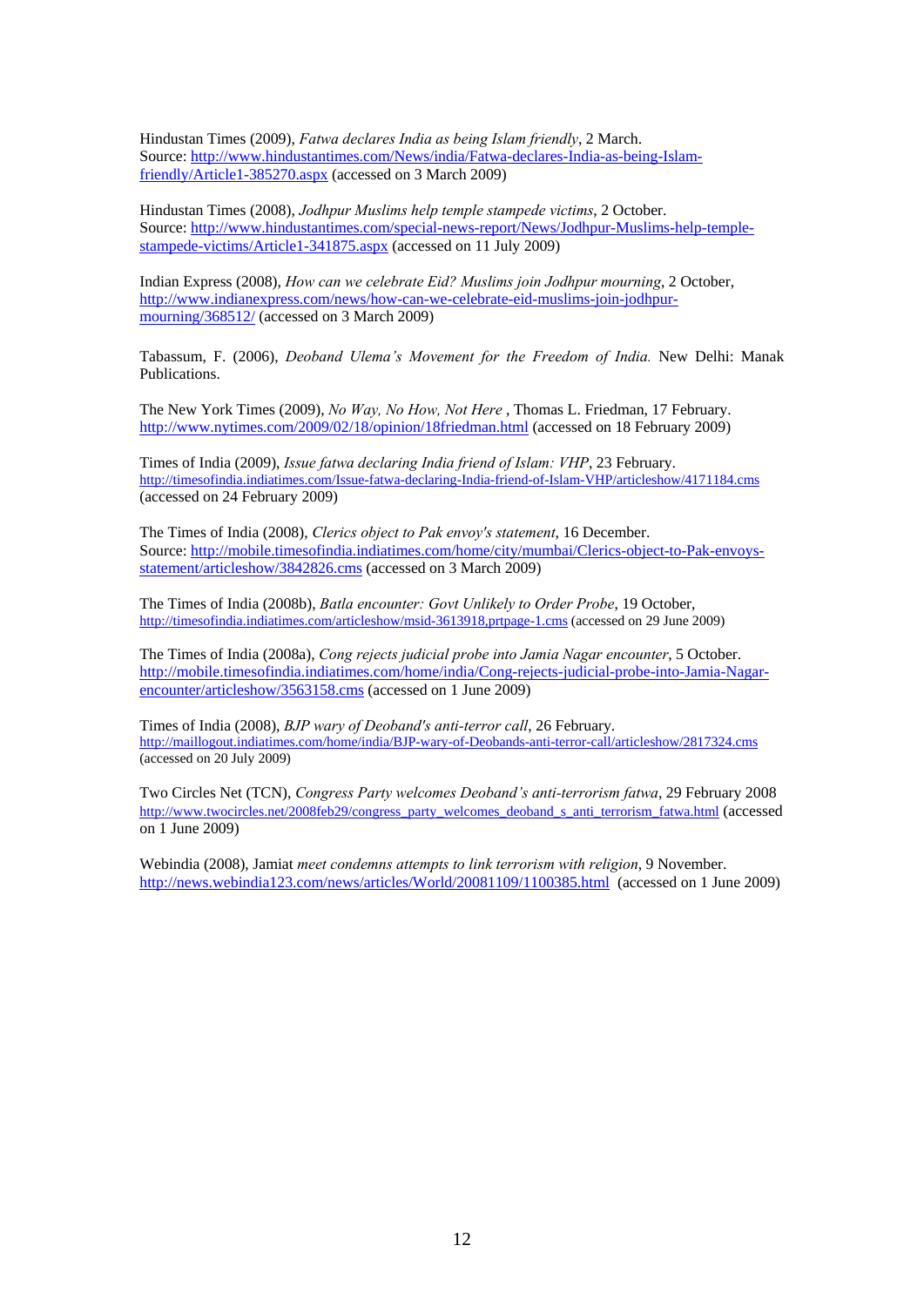Hindustan Times (2009), *Fatwa declares India as being Islam friendly*, 2 March.
Source: http://www.hindustantimes.com/News/india/Fatwa-declares-India-as-being-Islam-friendly/Article1-385270.aspx (accessed on 3 March 2009)

Hindustan Times (2008), *Jodhpur Muslims help temple stampede victims*, 2 October.
Source: http://www.hindustantimes.com/special-news-report/News/Jodhpur-Muslims-help-temple-stampede-victims/Article1-341875.aspx (accessed on 11 July 2009)

Indian Express (2008), *How can we celebrate Eid? Muslims join Jodhpur mourning*, 2 October, http://www.indianexpress.com/news/how-can-we-celebrate-eid-muslims-join-jodhpur-mourning/368512/ (accessed on 3 March 2009)

Tabassum, F. (2006), *Deoband Ulema's Movement for the Freedom of India.* New Delhi: Manak Publications.

The New York Times (2009), *No Way, No How, Not Here* , Thomas L. Friedman, 17 February. http://www.nytimes.com/2009/02/18/opinion/18friedman.html (accessed on 18 February 2009)

Times of India (2009), *Issue fatwa declaring India friend of Islam: VHP*, 23 February.
http://timesofindia.indiatimes.com/Issue-fatwa-declaring-India-friend-of-Islam-VHP/articleshow/4171184.cms (accessed on 24 February 2009)

The Times of India (2008), *Clerics object to Pak envoy's statement*, 16 December.
Source: http://mobile.timesofindia.indiatimes.com/home/city/mumbai/Clerics-object-to-Pak-envoys-statement/articleshow/3842826.cms (accessed on 3 March 2009)

The Times of India (2008b), *Batla encounter: Govt Unlikely to Order Probe*, 19 October, http://timesofindia.indiatimes.com/articleshow/msid-3613918,prtpage-1.cms (accessed on 29 June 2009)

The Times of India (2008a), *Cong rejects judicial probe into Jamia Nagar encounter*, 5 October. http://mobile.timesofindia.indiatimes.com/home/india/Cong-rejects-judicial-probe-into-Jamia-Nagar-encounter/articleshow/3563158.cms (accessed on 1 June 2009)

Times of India (2008), *BJP wary of Deoband's anti-terror call*, 26 February.
http://maillogout.indiatimes.com/home/india/BJP-wary-of-Deobands-anti-terror-call/articleshow/2817324.cms (accessed on 20 July 2009)

Two Circles Net (TCN), *Congress Party welcomes Deoband's anti-terrorism fatwa*, 29 February 2008 http://www.twocircles.net/2008feb29/congress_party_welcomes_deoband_s_anti_terrorism_fatwa.html (accessed on 1 June 2009)

Webindia (2008), Jamiat *meet condemns attempts to link terrorism with religion*, 9 November. http://news.webindia123.com/news/articles/World/20081109/1100385.html (accessed on 1 June 2009)